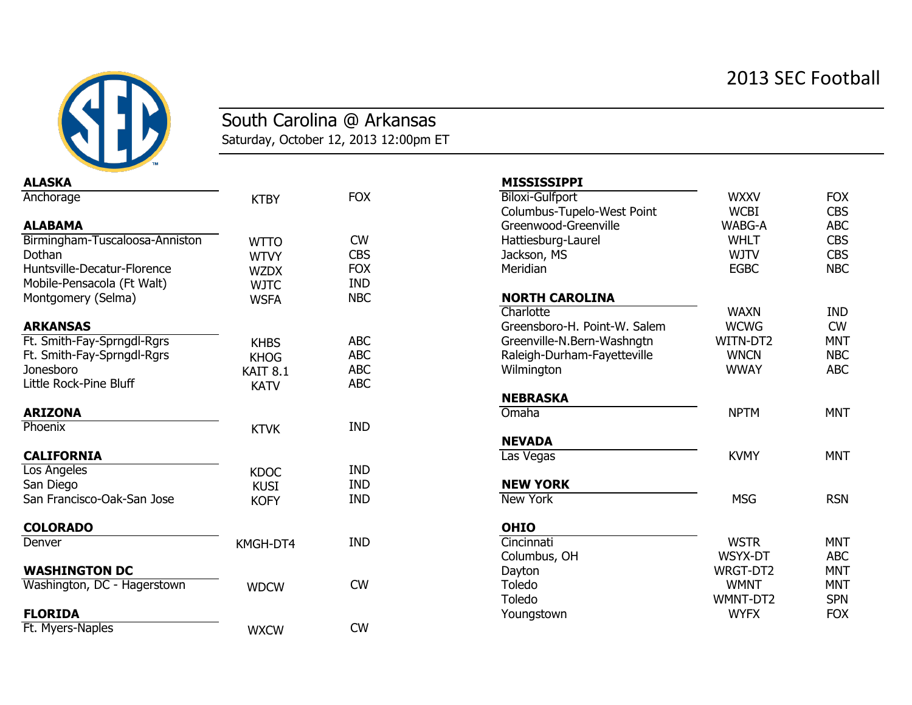# 2013 SEC Football

## South Carolina @ Arkansas

Saturday, October 12, 2013 12:00pm ET

### ALASKA

| Market | Station | Affiliation |
|---|---|---|
| Anchorage | KTBY | FOX |

### ALABAMA

| Market | Station | Affiliation |
|---|---|---|
| Birmingham-Tuscaloosa-Anniston | WTTO | CW |
| Dothan | WTVY | CBS |
| Huntsville-Decatur-Florence | WZDX | FOX |
| Mobile-Pensacola (Ft Walt) | WJTC | IND |
| Montgomery (Selma) | WSFA | NBC |

### ARKANSAS

| Market | Station | Affiliation |
|---|---|---|
| Ft. Smith-Fay-Sprngdl-Rgrs | KHBS | ABC |
| Ft. Smith-Fay-Sprngdl-Rgrs | KHOG | ABC |
| Jonesboro | KAIT 8.1 | ABC |
| Little Rock-Pine Bluff | KATV | ABC |

### ARIZONA

| Market | Station | Affiliation |
|---|---|---|
| Phoenix | KTVK | IND |

### CALIFORNIA

| Market | Station | Affiliation |
|---|---|---|
| Los Angeles | KDOC | IND |
| San Diego | KUSI | IND |
| San Francisco-Oak-San Jose | KOFY | IND |

### COLORADO

| Market | Station | Affiliation |
|---|---|---|
| Denver | KMGH-DT4 | IND |

### WASHINGTON DC

| Market | Station | Affiliation |
|---|---|---|
| Washington, DC - Hagerstown | WDCW | CW |

### FLORIDA

| Market | Station | Affiliation |
|---|---|---|
| Ft. Myers-Naples | WXCW | CW |

### MISSISSIPPI

| Market | Station | Affiliation |
|---|---|---|
| Biloxi-Gulfport | WXXV | FOX |
| Columbus-Tupelo-West Point | WCBI | CBS |
| Greenwood-Greenville | WABG-A | ABC |
| Hattiesburg-Laurel | WHLT | CBS |
| Jackson, MS | WJTV | CBS |
| Meridian | EGBC | NBC |

### NORTH CAROLINA

| Market | Station | Affiliation |
|---|---|---|
| Charlotte | WAXN | IND |
| Greensboro-H. Point-W. Salem | WCWG | CW |
| Greenville-N.Bern-Washngtn | WITN-DT2 | MNT |
| Raleigh-Durham-Fayetteville | WNCN | NBC |
| Wilmington | WWAY | ABC |

### NEBRASKA

| Market | Station | Affiliation |
|---|---|---|
| Omaha | NPTM | MNT |

### NEVADA

| Market | Station | Affiliation |
|---|---|---|
| Las Vegas | KVMY | MNT |

### NEW YORK

| Market | Station | Affiliation |
|---|---|---|
| New York | MSG | RSN |

### OHIO

| Market | Station | Affiliation |
|---|---|---|
| Cincinnati | WSTR | MNT |
| Columbus, OH | WSYX-DT | ABC |
| Dayton | WRGT-DT2 | MNT |
| Toledo | WMNT | MNT |
| Toledo | WMNT-DT2 | SPN |
| Youngstown | WYFX | FOX |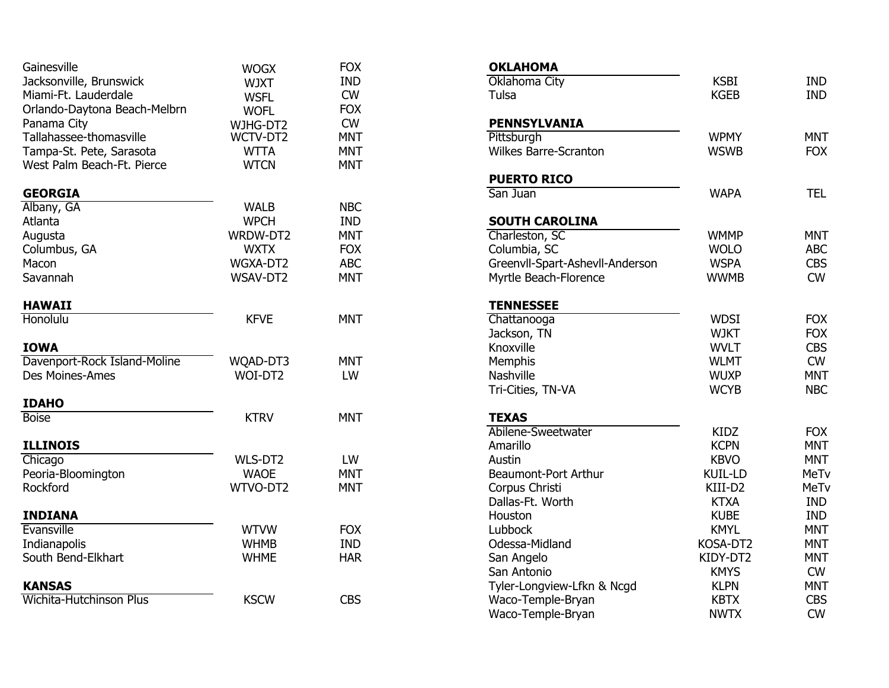| | | |
|---|---|---|
| Gainesville | WOGX | FOX |
| Jacksonville, Brunswick | WJXT | IND |
| Miami-Ft. Lauderdale | WSFL | CW |
| Orlando-Daytona Beach-Melbrn | WOFL | FOX |
| Panama City | WJHG-DT2 | CW |
| Tallahassee-thomasville | WCTV-DT2 | MNT |
| Tampa-St. Pete, Sarasota | WTTA | MNT |
| West Palm Beach-Ft. Pierce | WTCN | MNT |

**GEORGIA**

| | | |
|---|---|---|
| Albany, GA | WALB | NBC |
| Atlanta | WPCH | IND |
| Augusta | WRDW-DT2 | MNT |
| Columbus, GA | WXTX | FOX |
| Macon | WGXA-DT2 | ABC |
| Savannah | WSAV-DT2 | MNT |

**HAWAII**

| | | |
|---|---|---|
| Honolulu | KFVE | MNT |

**IOWA**

| | | |
|---|---|---|
| Davenport-Rock Island-Moline | WQAD-DT3 | MNT |
| Des Moines-Ames | WOI-DT2 | LW |

**IDAHO**

| | | |
|---|---|---|
| Boise | KTRV | MNT |

**ILLINOIS**

| | | |
|---|---|---|
| Chicago | WLS-DT2 | LW |
| Peoria-Bloomington | WAOE | MNT |
| Rockford | WTVO-DT2 | MNT |

**INDIANA**

| | | |
|---|---|---|
| Evansville | WTVW | FOX |
| Indianapolis | WHMB | IND |
| South Bend-Elkhart | WHME | HAR |

**KANSAS**

| | | |
|---|---|---|
| Wichita-Hutchinson Plus | KSCW | CBS |

**OKLAHOMA**

| | | |
|---|---|---|
| Oklahoma City | KSBI | IND |
| Tulsa | KGEB | IND |

**PENNSYLVANIA**

| | | |
|---|---|---|
| Pittsburgh | WPMY | MNT |
| Wilkes Barre-Scranton | WSWB | FOX |

**PUERTO RICO**

| | | |
|---|---|---|
| San Juan | WAPA | TEL |

**SOUTH CAROLINA**

| | | |
|---|---|---|
| Charleston, SC | WMMP | MNT |
| Columbia, SC | WOLO | ABC |
| Greenvll-Spart-Ashevll-Anderson | WSPA | CBS |
| Myrtle Beach-Florence | WWMB | CW |

**TENNESSEE**

| | | |
|---|---|---|
| Chattanooga | WDSI | FOX |
| Jackson, TN | WJKT | FOX |
| Knoxville | WVLT | CBS |
| Memphis | WLMT | CW |
| Nashville | WUXP | MNT |
| Tri-Cities, TN-VA | WCYB | NBC |

**TEXAS**

| | | |
|---|---|---|
| Abilene-Sweetwater | KIDZ | FOX |
| Amarillo | KCPN | MNT |
| Austin | KBVO | MNT |
| Beaumont-Port Arthur | KUIL-LD | MeTv |
| Corpus Christi | KIII-D2 | MeTv |
| Dallas-Ft. Worth | KTXA | IND |
| Houston | KUBE | IND |
| Lubbock | KMYL | MNT |
| Odessa-Midland | KOSA-DT2 | MNT |
| San Angelo | KIDY-DT2 | MNT |
| San Antonio | KMYS | CW |
| Tyler-Longview-Lfkn & Ncgd | KLPN | MNT |
| Waco-Temple-Bryan | KBTX | CBS |
| Waco-Temple-Bryan | NWTX | CW |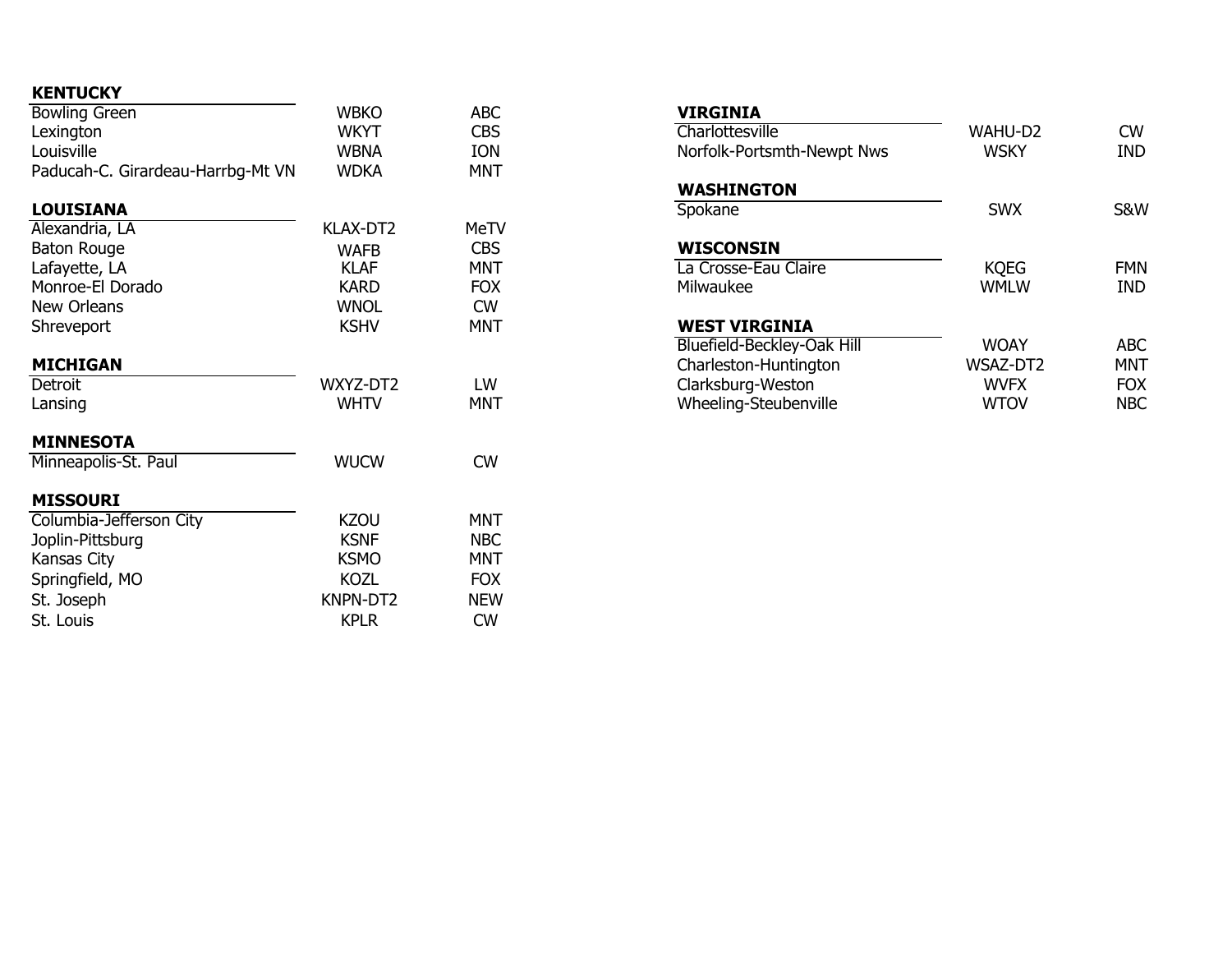**KENTUCKY**

| | | |
|---|---|---|
| Bowling Green | WBKO | ABC |
| Lexington | WKYT | CBS |
| Louisville | WBNA | ION |
| Paducah-C. Girardeau-Harrbg-Mt VN | WDKA | MNT |

**LOUISIANA**

| | | |
|---|---|---|
| Alexandria, LA | KLAX-DT2 | MeTV |
| Baton Rouge | WAFB | CBS |
| Lafayette, LA | KLAF | MNT |
| Monroe-El Dorado | KARD | FOX |
| New Orleans | WNOL | CW |
| Shreveport | KSHV | MNT |

**MICHIGAN**

| | | |
|---|---|---|
| Detroit | WXYZ-DT2 | LW |
| Lansing | WHTV | MNT |

**MINNESOTA**

| | | |
|---|---|---|
| Minneapolis-St. Paul | WUCW | CW |

**MISSOURI**

| | | |
|---|---|---|
| Columbia-Jefferson City | KZOU | MNT |
| Joplin-Pittsburg | KSNF | NBC |
| Kansas City | KSMO | MNT |
| Springfield, MO | KOZL | FOX |
| St. Joseph | KNPN-DT2 | NEW |
| St. Louis | KPLR | CW |

**VIRGINIA**

| | | |
|---|---|---|
| Charlottesville | WAHU-D2 | CW |
| Norfolk-Portsmth-Newpt Nws | WSKY | IND |

**WASHINGTON**

| | | |
|---|---|---|
| Spokane | SWX | S&W |

**WISCONSIN**

| | | |
|---|---|---|
| La Crosse-Eau Claire | KQEG | FMN |
| Milwaukee | WMLW | IND |

**WEST VIRGINIA**

| | | |
|---|---|---|
| Bluefield-Beckley-Oak Hill | WOAY | ABC |
| Charleston-Huntington | WSAZ-DT2 | MNT |
| Clarksburg-Weston | WVFX | FOX |
| Wheeling-Steubenville | WTOV | NBC |